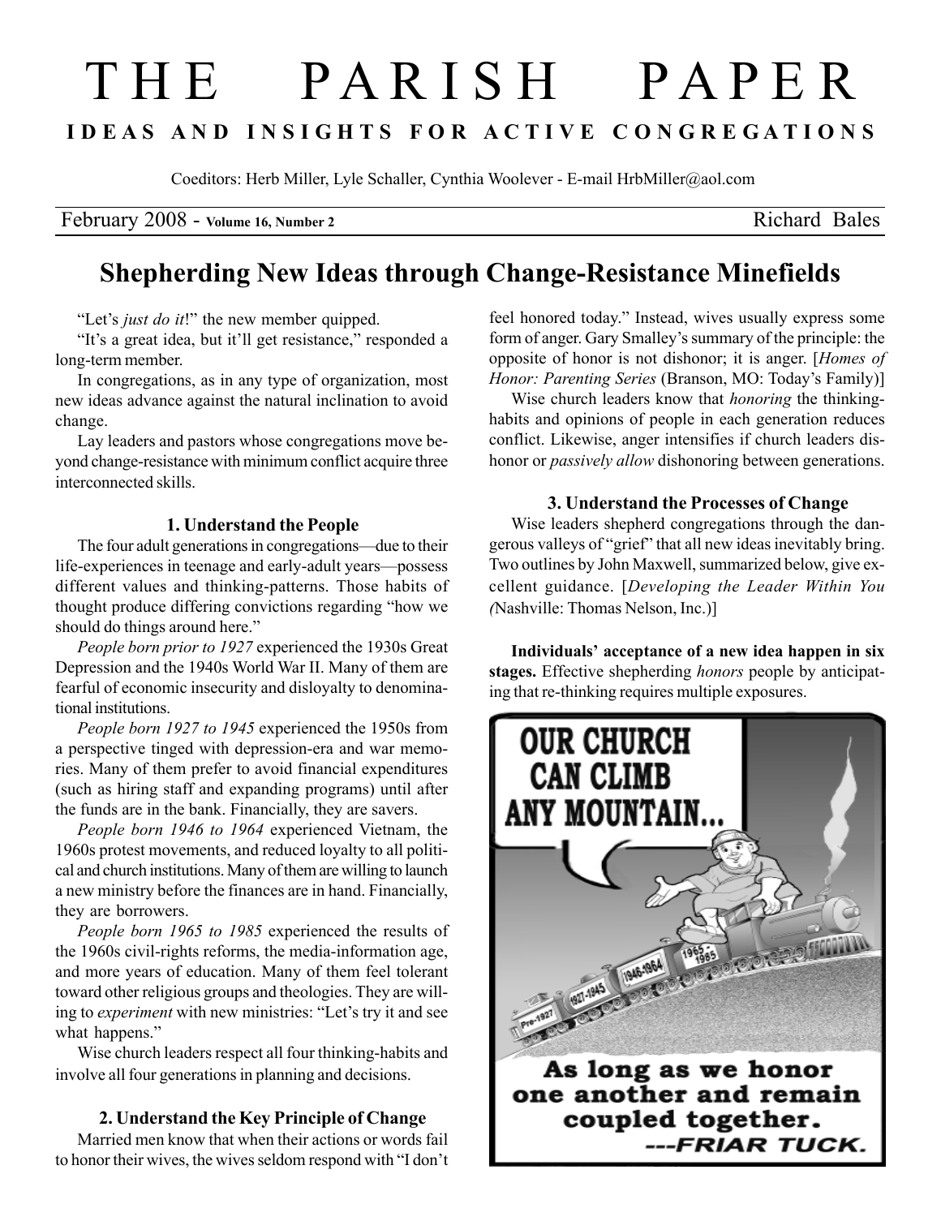# THE PARISH PAPER

**IDEAS AND INSIGHTS FOR ACTIVE CONGREGATIONS**

Coeditors: Herb Miller, Lyle Schaller, Cynthia Woolever - E-mail HrbMiller@aol.com

February 2008 - **Volume 16, Number 2** Richard Bales

## Shepherding New Ideas through Change-Resistance Minefields

"Let's *just do it*!" the new member quipped.

"It's a great idea, but it'll get resistance," responded a long-term member.

In congregations, as in any type of organization, most new ideas advance against the natural inclination to avoid change.

Lay leaders and pastors whose congregations move beyond change-resistance with minimum conflict acquire three interconnected skills.

### 1. Understand the People

The four adult generations in congregations—due to their life-experiences in teenage and early-adult years—possess different values and thinking-patterns. Those habits of thought produce differing convictions regarding "how we should do things around here."

*People born prior to 1927* experienced the 1930s Great Depression and the 1940s World War II. Many of them are fearful of economic insecurity and disloyalty to denominational institutions.

*People born 1927 to 1945* experienced the 1950s from a perspective tinged with depression-era and war memories. Many of them prefer to avoid financial expenditures (such as hiring staff and expanding programs) until after the funds are in the bank. Financially, they are savers.

*People born 1946 to 1964* experienced Vietnam, the 1960s protest movements, and reduced loyalty to all political and church institutions. Many of them are willing to launch a new ministry before the finances are in hand. Financially, they are borrowers.

*People born 1965 to 1985* experienced the results of the 1960s civil-rights reforms, the media-information age, and more years of education. Many of them feel tolerant toward other religious groups and theologies. They are willing to *experiment* with new ministries: "Let's try it and see what happens."

Wise church leaders respect all four thinking-habits and involve all four generations in planning and decisions.

### 2. Understand the Key Principle of Change

Married men know that when their actions or words fail to honor their wives, the wives seldom respond with "I don't feel honored today." Instead, wives usually express some form of anger. Gary Smalley's summary of the principle: the opposite of honor is not dishonor; it is anger. [*Homes of Honor: Parenting Series* (Branson, MO: Today's Family)]

Wise church leaders know that *honoring* the thinking-habits and opinions of people in each generation reduces conflict. Likewise, anger intensifies if church leaders dishonor or *passively allow* dishonoring between generations.

### 3. Understand the Processes of Change

Wise leaders shepherd congregations through the dangerous valleys of "grief" that all new ideas inevitably bring. Two outlines by John Maxwell, summarized below, give excellent guidance. [*Developing the Leader Within You* (Nashville: Thomas Nelson, Inc.)]

**Individuals' acceptance of a new idea happen in six stages.** Effective shepherding *honors* people by anticipating that re-thinking requires multiple exposures.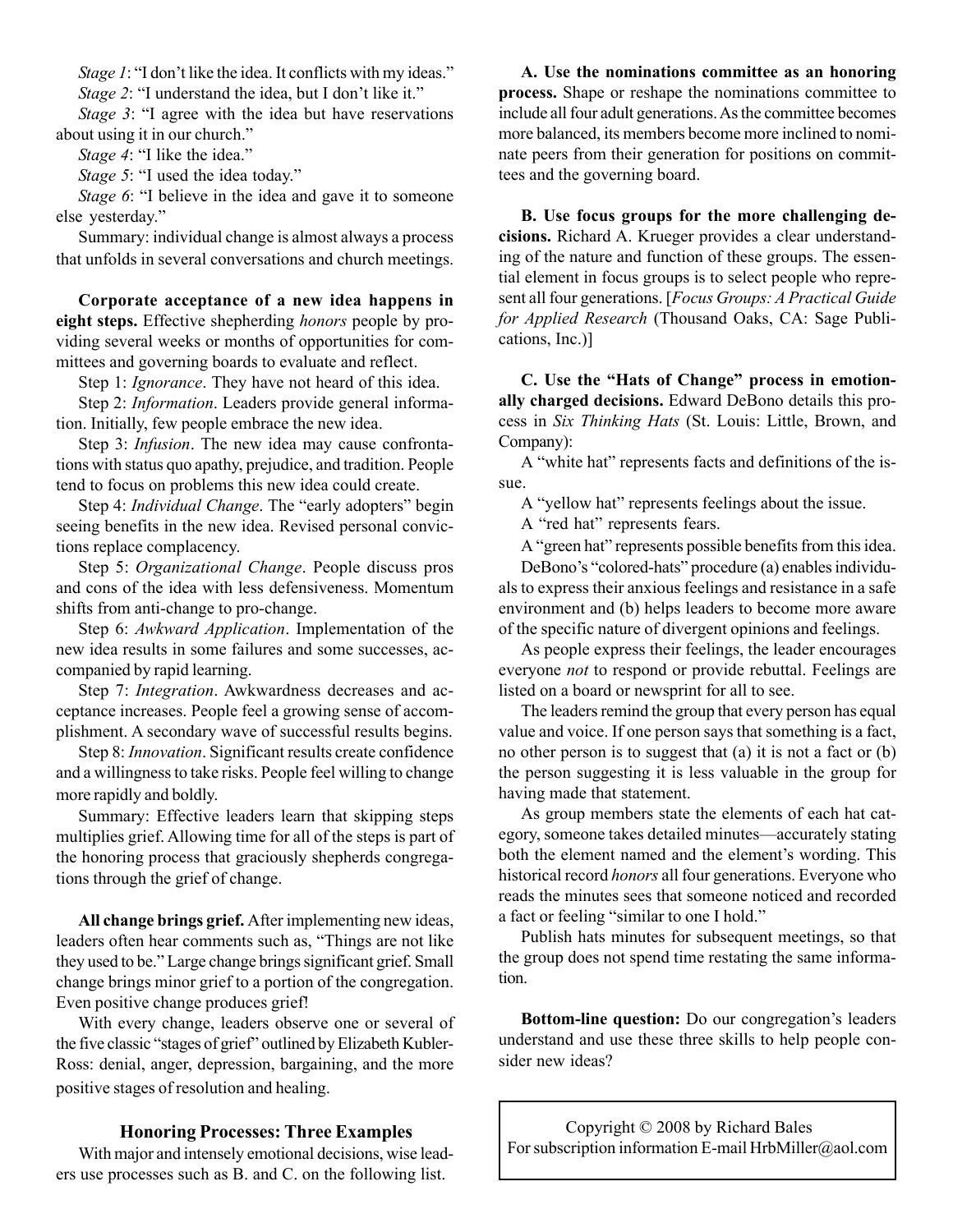*Stage 1*: "I don't like the idea. It conflicts with my ideas."

*Stage 2*: "I understand the idea, but I don't like it."

*Stage 3*: "I agree with the idea but have reservations about using it in our church."

*Stage 4*: "I like the idea."

*Stage 5*: "I used the idea today."

*Stage 6*: "I believe in the idea and gave it to someone else yesterday."

Summary: individual change is almost always a process that unfolds in several conversations and church meetings.

**Corporate acceptance of a new idea happens in eight steps.** Effective shepherding *honors* people by providing several weeks or months of opportunities for committees and governing boards to evaluate and reflect.

Step 1: *Ignorance*. They have not heard of this idea.

Step 2: *Information*. Leaders provide general information. Initially, few people embrace the new idea.

Step 3: *Infusion*. The new idea may cause confrontations with status quo apathy, prejudice, and tradition. People tend to focus on problems this new idea could create.

Step 4: *Individual Change*. The "early adopters" begin seeing benefits in the new idea. Revised personal convictions replace complacency.

Step 5: *Organizational Change*. People discuss pros and cons of the idea with less defensiveness. Momentum shifts from anti-change to pro-change.

Step 6: *Awkward Application*. Implementation of the new idea results in some failures and some successes, accompanied by rapid learning.

Step 7: *Integration*. Awkwardness decreases and acceptance increases. People feel a growing sense of accomplishment. A secondary wave of successful results begins.

Step 8: *Innovation*. Significant results create confidence and a willingness to take risks. People feel willing to change more rapidly and boldly.

Summary: Effective leaders learn that skipping steps multiplies grief. Allowing time for all of the steps is part of the honoring process that graciously shepherds congregations through the grief of change.

**All change brings grief.** After implementing new ideas, leaders often hear comments such as, "Things are not like they used to be." Large change brings significant grief. Small change brings minor grief to a portion of the congregation. Even positive change produces grief!

With every change, leaders observe one or several of the five classic "stages of grief" outlined by Elizabeth Kubler-Ross: denial, anger, depression, bargaining, and the more positive stages of resolution and healing.

### Honoring Processes: Three Examples

With major and intensely emotional decisions, wise leaders use processes such as B. and C. on the following list.

**A. Use the nominations committee as an honoring process.** Shape or reshape the nominations committee to include all four adult generations. As the committee becomes more balanced, its members become more inclined to nominate peers from their generation for positions on committees and the governing board.

**B. Use focus groups for the more challenging decisions.** Richard A. Krueger provides a clear understanding of the nature and function of these groups. The essential element in focus groups is to select people who represent all four generations. [*Focus Groups: A Practical Guide for Applied Research* (Thousand Oaks, CA: Sage Publications, Inc.)]

**C. Use the "Hats of Change" process in emotionally charged decisions.** Edward DeBono details this process in *Six Thinking Hats* (St. Louis: Little, Brown, and Company):

A "white hat" represents facts and definitions of the issue.

A "yellow hat" represents feelings about the issue.

A "red hat" represents fears.

A "green hat" represents possible benefits from this idea.

DeBono's "colored-hats" procedure (a) enables individuals to express their anxious feelings and resistance in a safe environment and (b) helps leaders to become more aware of the specific nature of divergent opinions and feelings.

As people express their feelings, the leader encourages everyone *not* to respond or provide rebuttal. Feelings are listed on a board or newsprint for all to see.

The leaders remind the group that every person has equal value and voice. If one person says that something is a fact, no other person is to suggest that (a) it is not a fact or (b) the person suggesting it is less valuable in the group for having made that statement.

As group members state the elements of each hat category, someone takes detailed minutes—accurately stating both the element named and the element's wording. This historical record *honors* all four generations. Everyone who reads the minutes sees that someone noticed and recorded a fact or feeling "similar to one I hold."

Publish hats minutes for subsequent meetings, so that the group does not spend time restating the same information.

**Bottom-line question:** Do our congregation's leaders understand and use these three skills to help people consider new ideas?

Copyright © 2008 by Richard Bales
For subscription information E-mail HrbMiller@aol.com